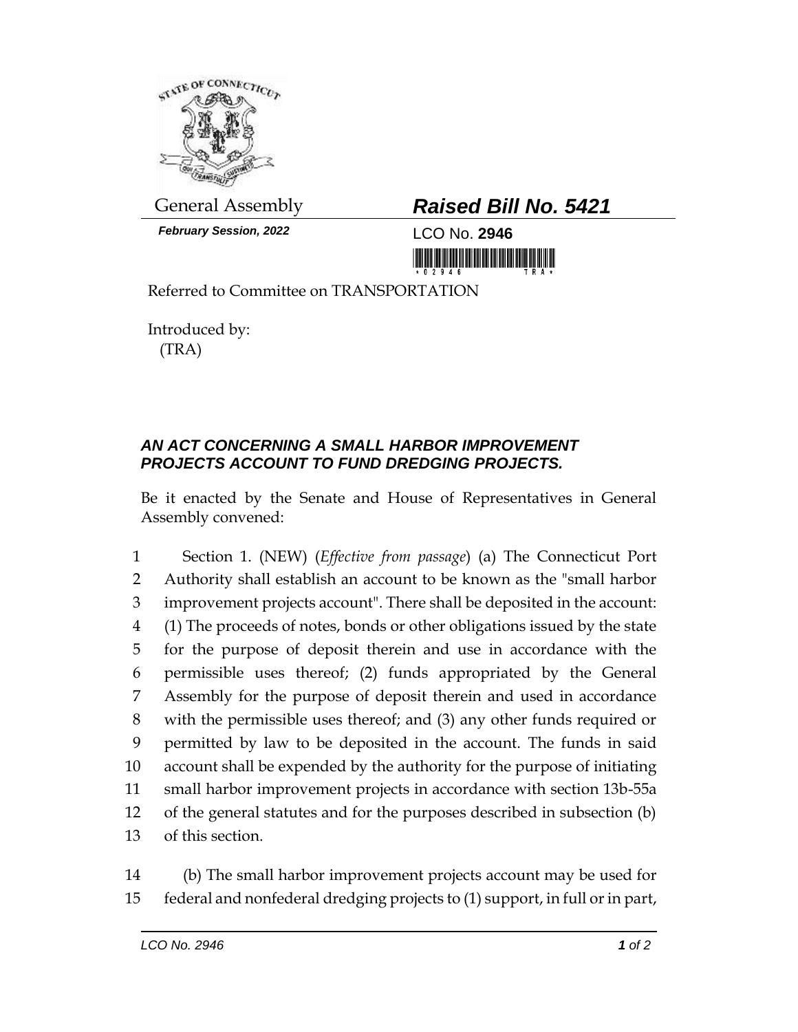General Assembly

***February Session, 2022***

# ***Raised Bill No. 5421***

LCO No. **2946**

Referred to Committee on TRANSPORTATION

Introduced by:
(TRA)

## ***AN ACT CONCERNING A SMALL HARBOR IMPROVEMENT PROJECTS ACCOUNT TO FUND DREDGING PROJECTS.***

Be it enacted by the Senate and House of Representatives in General Assembly convened:

1 Section 1. (NEW) (*Effective from passage*) (a) The Connecticut Port
2 Authority shall establish an account to be known as the "small harbor
3 improvement projects account". There shall be deposited in the account:
4 (1) The proceeds of notes, bonds or other obligations issued by the state
5 for the purpose of deposit therein and use in accordance with the
6 permissible uses thereof; (2) funds appropriated by the General
7 Assembly for the purpose of deposit therein and used in accordance
8 with the permissible uses thereof; and (3) any other funds required or
9 permitted by law to be deposited in the account. The funds in said
10 account shall be expended by the authority for the purpose of initiating
11 small harbor improvement projects in accordance with section 13b-55a
12 of the general statutes and for the purposes described in subsection (b)
13 of this section.

14 (b) The small harbor improvement projects account may be used for
15 federal and nonfederal dredging projects to (1) support, in full or in part,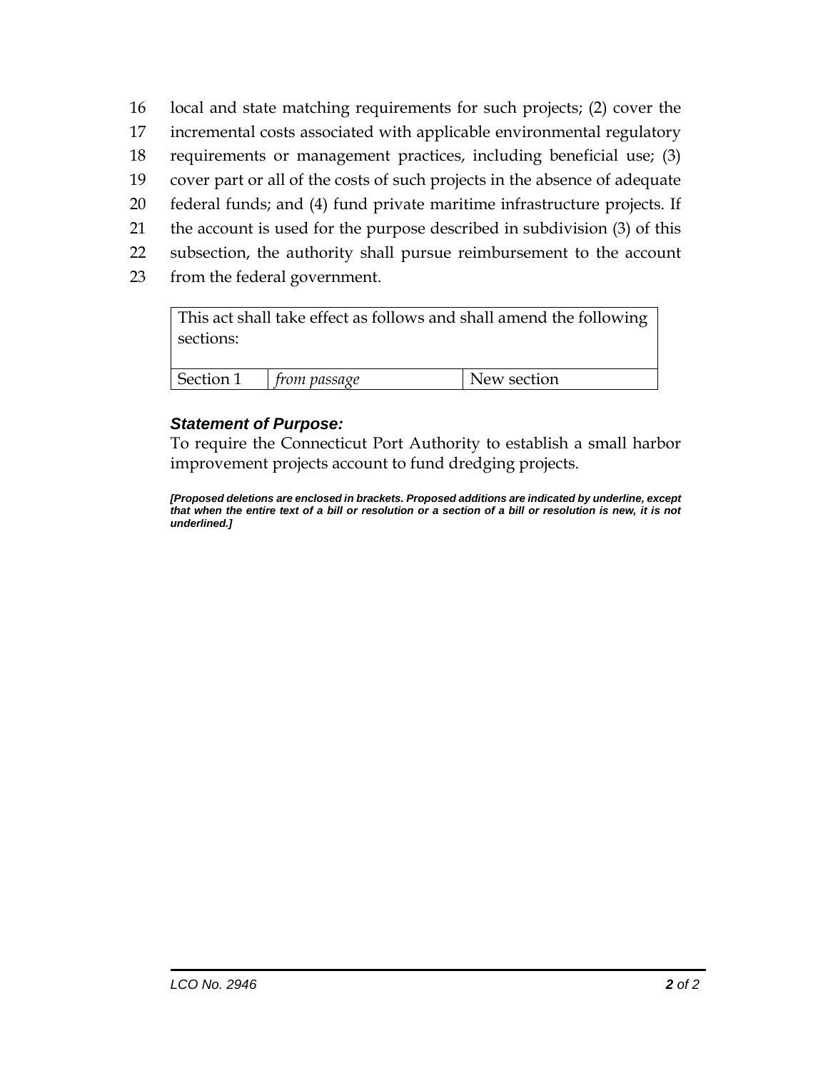16 local and state matching requirements for such projects; (2) cover the
17 incremental costs associated with applicable environmental regulatory
18 requirements or management practices, including beneficial use; (3)
19 cover part or all of the costs of such projects in the absence of adequate
20 federal funds; and (4) fund private maritime infrastructure projects. If
21 the account is used for the purpose described in subdivision (3) of this
22 subsection, the authority shall pursue reimbursement to the account
23 from the federal government.

| This act shall take effect as follows and shall amend the following sections: | | |
|---|---|---|
| Section 1 | *from passage* | New section |

### *Statement of Purpose:*

To require the Connecticut Port Authority to establish a small harbor improvement projects account to fund dredging projects.

***[Proposed deletions are enclosed in brackets. Proposed additions are indicated by underline, except that when the entire text of a bill or resolution or a section of a bill or resolution is new, it is not underlined.]***